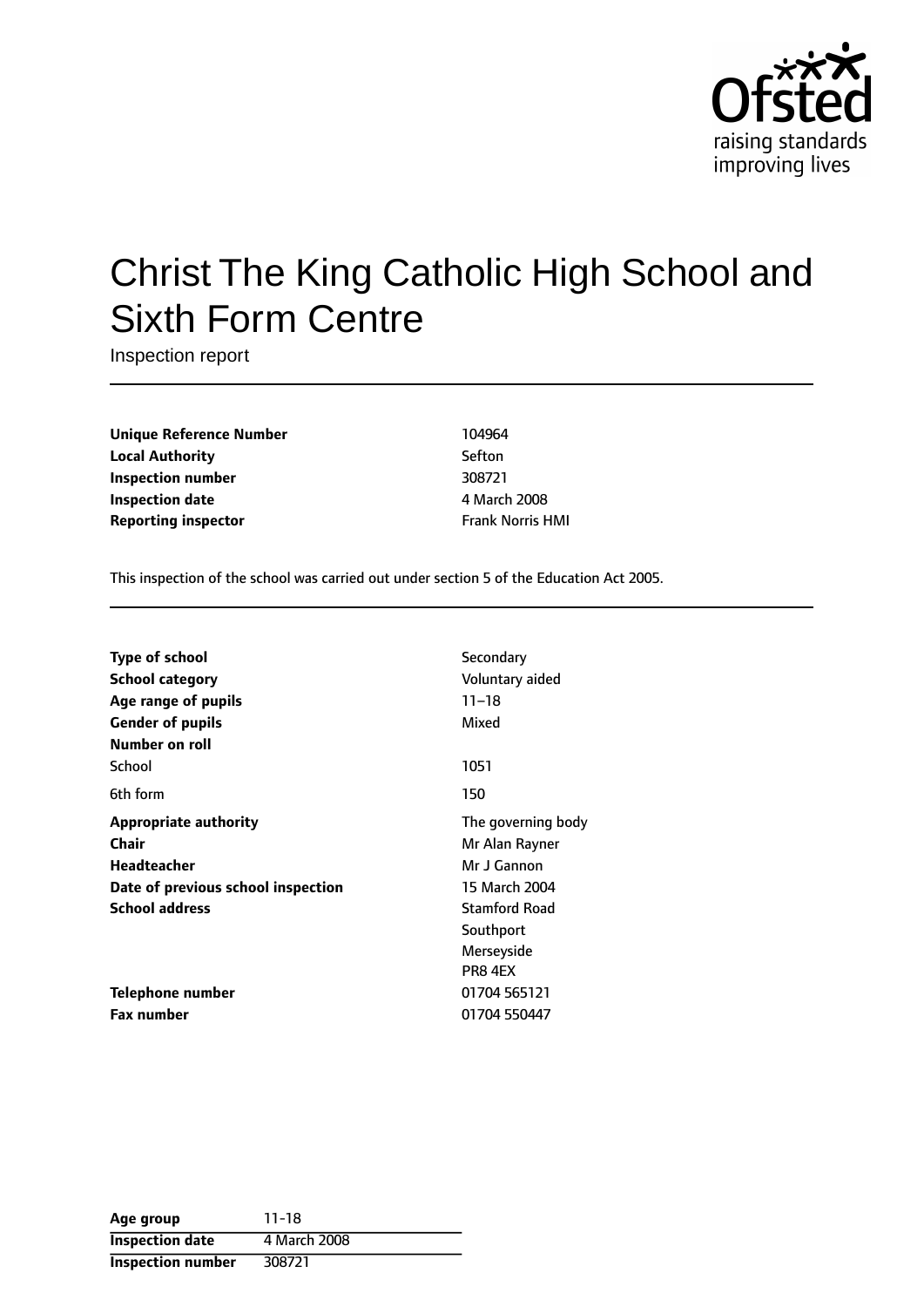# Christ The King Catholic High School and Sixth Form Centre

Inspection report

| | |
|---|---|
| **Unique Reference Number** | 104964 |
| **Local Authority** | Sefton |
| **Inspection number** | 308721 |
| **Inspection date** | 4 March 2008 |
| **Reporting inspector** | Frank Norris HMI |

This inspection of the school was carried out under section 5 of the Education Act 2005.

| | |
|---|---|
| **Type of school** | Secondary |
| **School category** | Voluntary aided |
| **Age range of pupils** | 11–18 |
| **Gender of pupils** | Mixed |
| **Number on roll** | |
| School | 1051 |
| 6th form | 150 |
| **Appropriate authority** | The governing body |
| **Chair** | Mr Alan Rayner |
| **Headteacher** | Mr J Gannon |
| **Date of previous school inspection** | 15 March 2004 |
| **School address** | Stamford Road<br>Southport<br>Merseyside<br>PR8 4EX |
| **Telephone number** | 01704 565121 |
| **Fax number** | 01704 550447 |

| | |
|---|---|
| **Age group** | 11-18 |
| **Inspection date** | 4 March 2008 |
| **Inspection number** | 308721 |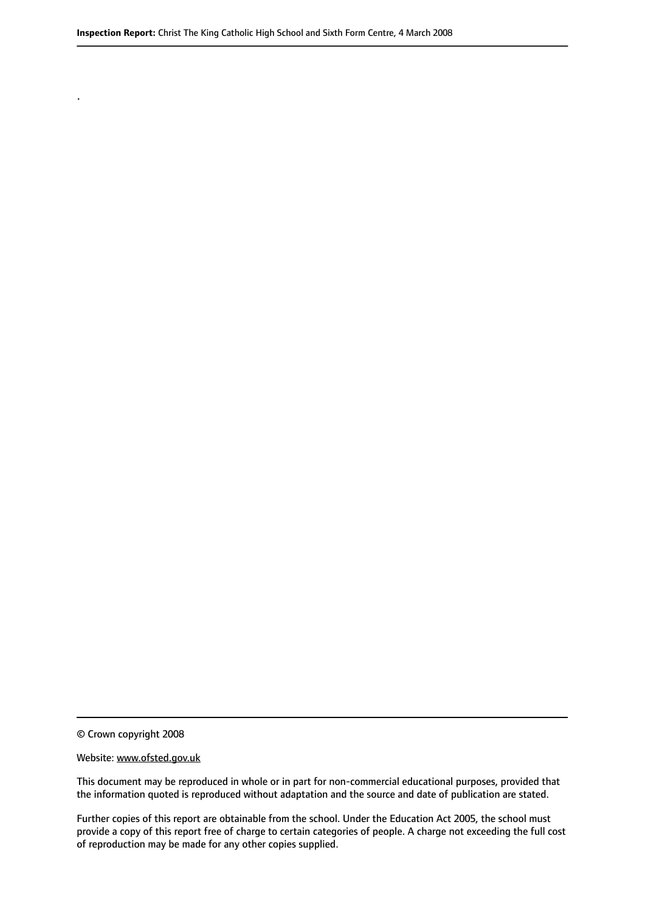.

© Crown copyright 2008

Website: www.ofsted.gov.uk

This document may be reproduced in whole or in part for non-commercial educational purposes, provided that the information quoted is reproduced without adaptation and the source and date of publication are stated.

Further copies of this report are obtainable from the school. Under the Education Act 2005, the school must provide a copy of this report free of charge to certain categories of people. A charge not exceeding the full cost of reproduction may be made for any other copies supplied.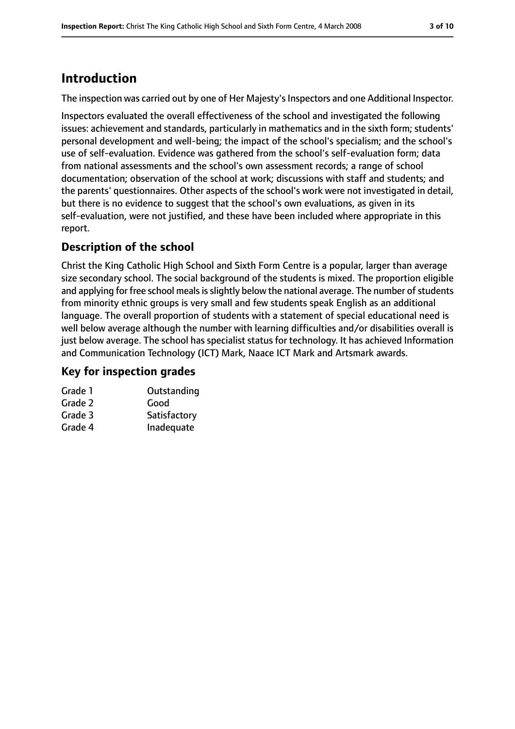# Introduction

The inspection was carried out by one of Her Majesty's Inspectors and one Additional Inspector.

Inspectors evaluated the overall effectiveness of the school and investigated the following issues: achievement and standards, particularly in mathematics and in the sixth form; students' personal development and well-being; the impact of the school's specialism; and the school's use of self-evaluation. Evidence was gathered from the school's self-evaluation form; data from national assessments and the school's own assessment records; a range of school documentation; observation of the school at work; discussions with staff and students; and the parents' questionnaires. Other aspects of the school's work were not investigated in detail, but there is no evidence to suggest that the school's own evaluations, as given in its self-evaluation, were not justified, and these have been included where appropriate in this report.

## Description of the school

Christ the King Catholic High School and Sixth Form Centre is a popular, larger than average size secondary school. The social background of the students is mixed. The proportion eligible and applying for free school meals is slightly below the national average. The number of students from minority ethnic groups is very small and few students speak English as an additional language. The overall proportion of students with a statement of special educational need is well below average although the number with learning difficulties and/or disabilities overall is just below average. The school has specialist status for technology. It has achieved Information and Communication Technology (ICT) Mark, Naace ICT Mark and Artsmark awards.

## Key for inspection grades

| | |
|---|---|
| Grade 1 | Outstanding |
| Grade 2 | Good |
| Grade 3 | Satisfactory |
| Grade 4 | Inadequate |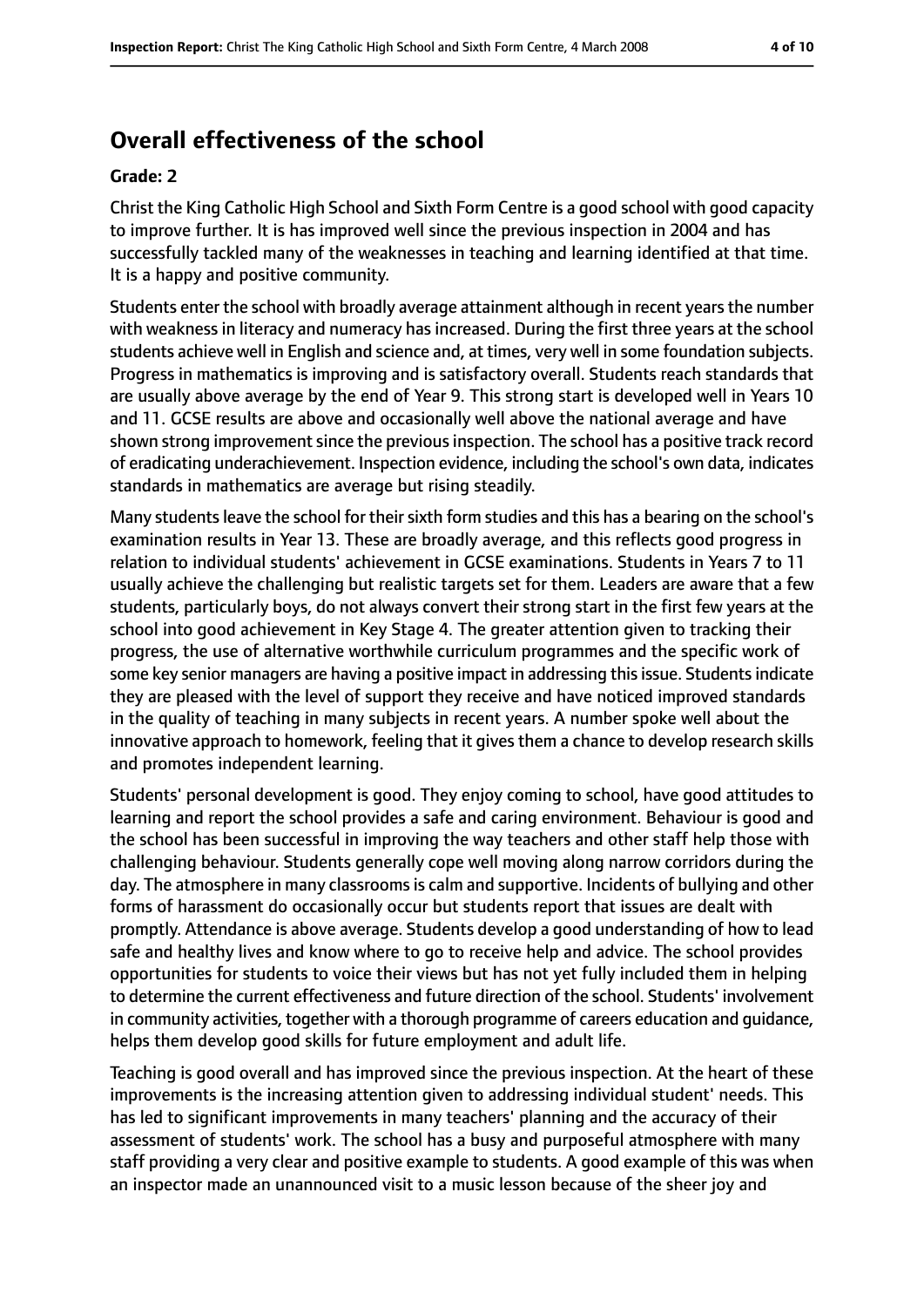## Overall effectiveness of the school

### Grade: 2

Christ the King Catholic High School and Sixth Form Centre is a good school with good capacity to improve further. It is has improved well since the previous inspection in 2004 and has successfully tackled many of the weaknesses in teaching and learning identified at that time. It is a happy and positive community.

Students enter the school with broadly average attainment although in recent years the number with weakness in literacy and numeracy has increased. During the first three years at the school students achieve well in English and science and, at times, very well in some foundation subjects. Progress in mathematics is improving and is satisfactory overall. Students reach standards that are usually above average by the end of Year 9. This strong start is developed well in Years 10 and 11. GCSE results are above and occasionally well above the national average and have shown strong improvement since the previous inspection. The school has a positive track record of eradicating underachievement. Inspection evidence, including the school's own data, indicates standards in mathematics are average but rising steadily.

Many students leave the school for their sixth form studies and this has a bearing on the school's examination results in Year 13. These are broadly average, and this reflects good progress in relation to individual students' achievement in GCSE examinations. Students in Years 7 to 11 usually achieve the challenging but realistic targets set for them. Leaders are aware that a few students, particularly boys, do not always convert their strong start in the first few years at the school into good achievement in Key Stage 4. The greater attention given to tracking their progress, the use of alternative worthwhile curriculum programmes and the specific work of some key senior managers are having a positive impact in addressing this issue. Students indicate they are pleased with the level of support they receive and have noticed improved standards in the quality of teaching in many subjects in recent years. A number spoke well about the innovative approach to homework, feeling that it gives them a chance to develop research skills and promotes independent learning.

Students' personal development is good. They enjoy coming to school, have good attitudes to learning and report the school provides a safe and caring environment. Behaviour is good and the school has been successful in improving the way teachers and other staff help those with challenging behaviour. Students generally cope well moving along narrow corridors during the day. The atmosphere in many classrooms is calm and supportive. Incidents of bullying and other forms of harassment do occasionally occur but students report that issues are dealt with promptly. Attendance is above average. Students develop a good understanding of how to lead safe and healthy lives and know where to go to receive help and advice. The school provides opportunities for students to voice their views but has not yet fully included them in helping to determine the current effectiveness and future direction of the school. Students' involvement in community activities, together with a thorough programme of careers education and guidance, helps them develop good skills for future employment and adult life.

Teaching is good overall and has improved since the previous inspection. At the heart of these improvements is the increasing attention given to addressing individual student' needs. This has led to significant improvements in many teachers' planning and the accuracy of their assessment of students' work. The school has a busy and purposeful atmosphere with many staff providing a very clear and positive example to students. A good example of this was when an inspector made an unannounced visit to a music lesson because of the sheer joy and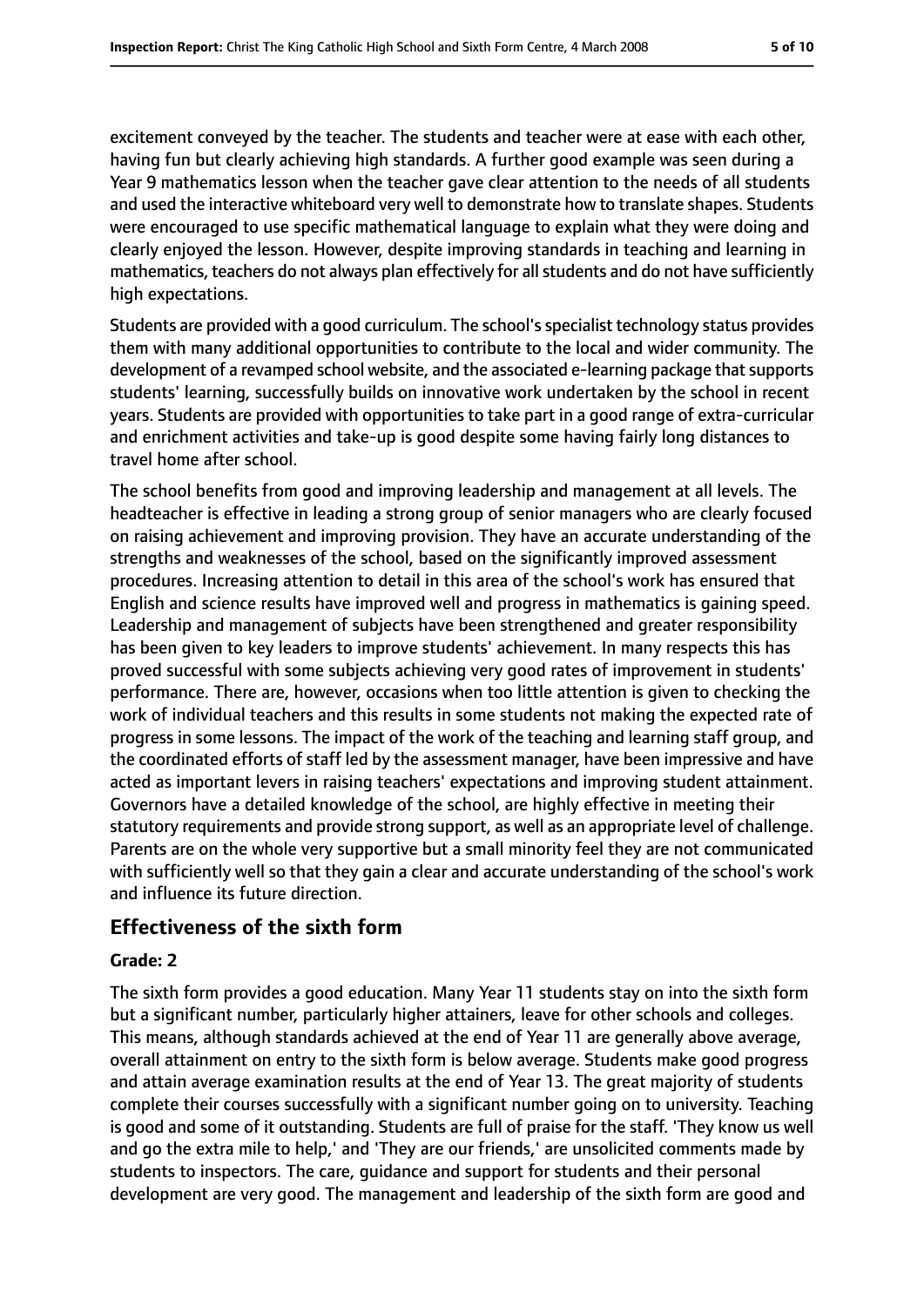excitement conveyed by the teacher. The students and teacher were at ease with each other, having fun but clearly achieving high standards. A further good example was seen during a Year 9 mathematics lesson when the teacher gave clear attention to the needs of all students and used the interactive whiteboard very well to demonstrate how to translate shapes. Students were encouraged to use specific mathematical language to explain what they were doing and clearly enjoyed the lesson. However, despite improving standards in teaching and learning in mathematics, teachers do not always plan effectively for all students and do not have sufficiently high expectations.

Students are provided with a good curriculum. The school's specialist technology status provides them with many additional opportunities to contribute to the local and wider community. The development of a revamped school website, and the associated e-learning package that supports students' learning, successfully builds on innovative work undertaken by the school in recent years. Students are provided with opportunities to take part in a good range of extra-curricular and enrichment activities and take-up is good despite some having fairly long distances to travel home after school.

The school benefits from good and improving leadership and management at all levels. The headteacher is effective in leading a strong group of senior managers who are clearly focused on raising achievement and improving provision. They have an accurate understanding of the strengths and weaknesses of the school, based on the significantly improved assessment procedures. Increasing attention to detail in this area of the school's work has ensured that English and science results have improved well and progress in mathematics is gaining speed. Leadership and management of subjects have been strengthened and greater responsibility has been given to key leaders to improve students' achievement. In many respects this has proved successful with some subjects achieving very good rates of improvement in students' performance. There are, however, occasions when too little attention is given to checking the work of individual teachers and this results in some students not making the expected rate of progress in some lessons. The impact of the work of the teaching and learning staff group, and the coordinated efforts of staff led by the assessment manager, have been impressive and have acted as important levers in raising teachers' expectations and improving student attainment. Governors have a detailed knowledge of the school, are highly effective in meeting their statutory requirements and provide strong support, as well as an appropriate level of challenge. Parents are on the whole very supportive but a small minority feel they are not communicated with sufficiently well so that they gain a clear and accurate understanding of the school's work and influence its future direction.

## Effectiveness of the sixth form

### Grade: 2

The sixth form provides a good education. Many Year 11 students stay on into the sixth form but a significant number, particularly higher attainers, leave for other schools and colleges. This means, although standards achieved at the end of Year 11 are generally above average, overall attainment on entry to the sixth form is below average. Students make good progress and attain average examination results at the end of Year 13. The great majority of students complete their courses successfully with a significant number going on to university. Teaching is good and some of it outstanding. Students are full of praise for the staff. 'They know us well and go the extra mile to help,' and 'They are our friends,' are unsolicited comments made by students to inspectors. The care, guidance and support for students and their personal development are very good. The management and leadership of the sixth form are good and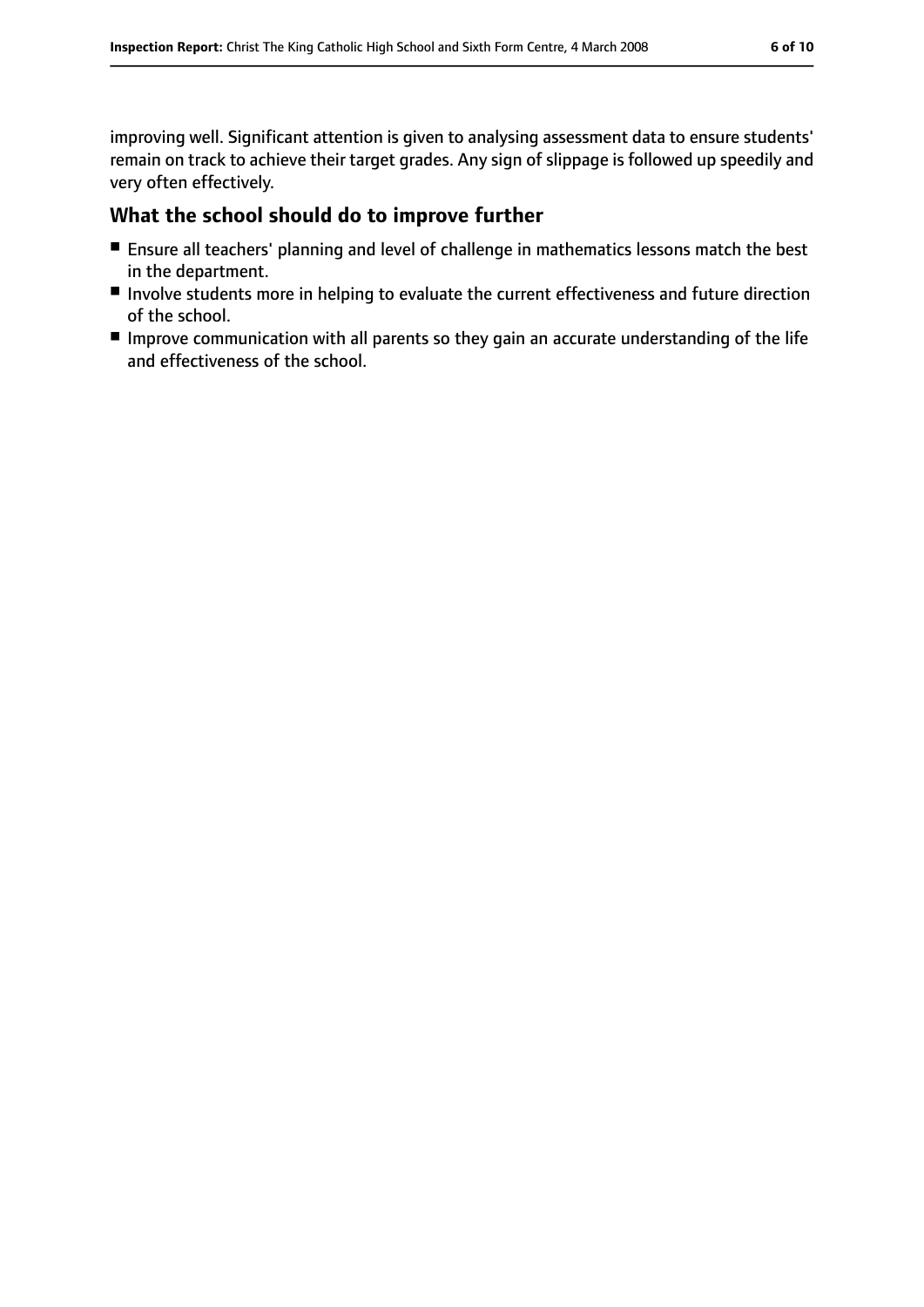improving well. Significant attention is given to analysing assessment data to ensure students' remain on track to achieve their target grades. Any sign of slippage is followed up speedily and very often effectively.

## What the school should do to improve further

- Ensure all teachers' planning and level of challenge in mathematics lessons match the best in the department.
- Involve students more in helping to evaluate the current effectiveness and future direction of the school.
- Improve communication with all parents so they gain an accurate understanding of the life and effectiveness of the school.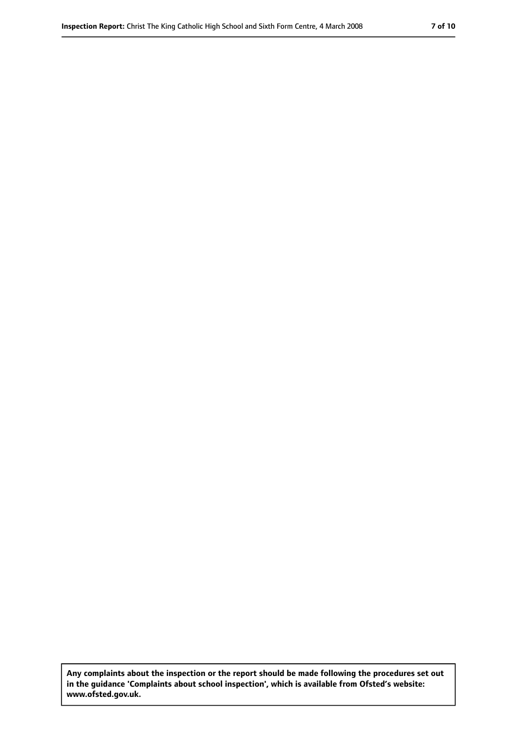Any complaints about the inspection or the report should be made following the procedures set out in the guidance 'Complaints about school inspection', which is available from Ofsted's website: www.ofsted.gov.uk.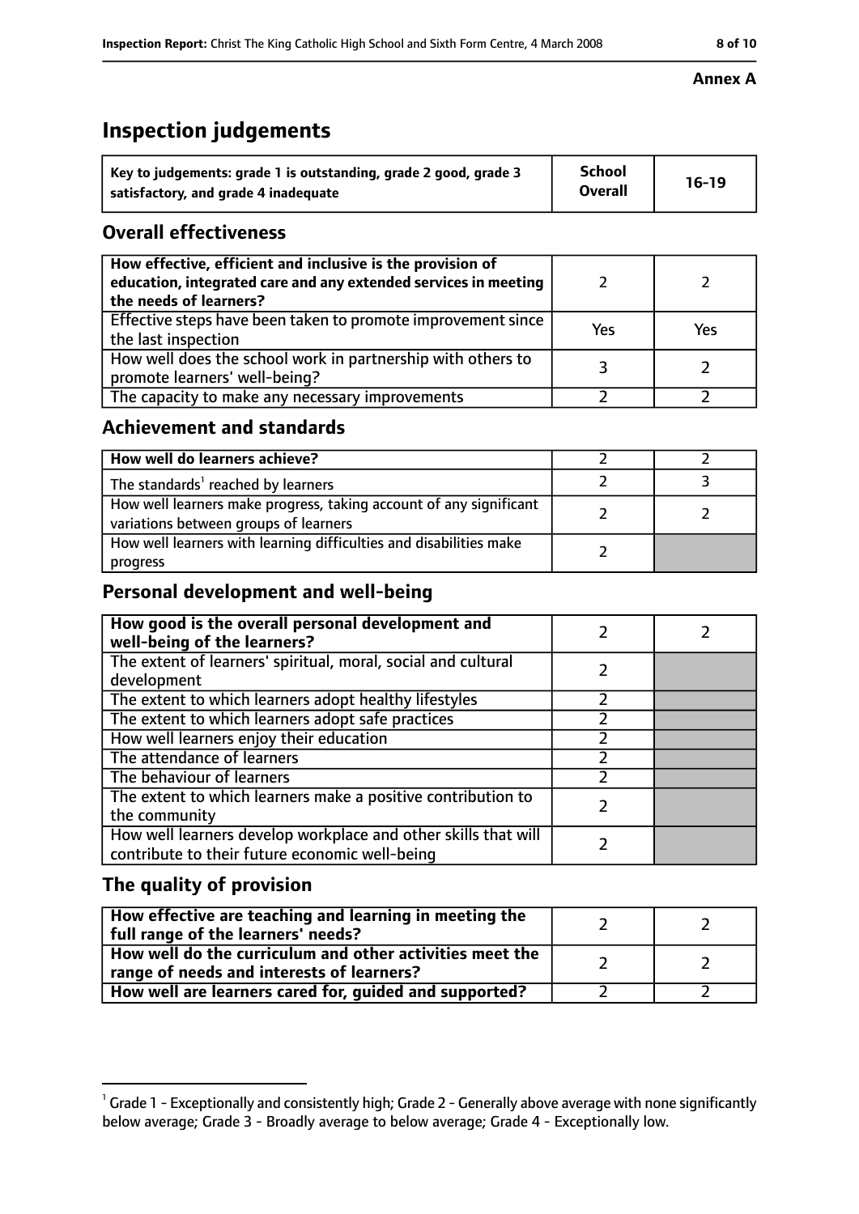**Annex A**

# Inspection judgements

| Key to judgements: grade 1 is outstanding, grade 2 good, grade 3 satisfactory, and grade 4 inadequate | School Overall | 16-19 |
|---|---|---|

## Overall effectiveness

| | | |
|---|---|---|
| How effective, efficient and inclusive is the provision of education, integrated care and any extended services in meeting the needs of learners? | 2 | 2 |
| Effective steps have been taken to promote improvement since the last inspection | Yes | Yes |
| How well does the school work in partnership with others to promote learners' well-being? | 3 | 2 |
| The capacity to make any necessary improvements | 2 | 2 |

## Achievement and standards

| | | |
|---|---|---|
| How well do learners achieve? | 2 | 2 |
| The standards[1] reached by learners | 2 | 3 |
| How well learners make progress, taking account of any significant variations between groups of learners | 2 | 2 |
| How well learners with learning difficulties and disabilities make progress | 2 | |

## Personal development and well-being

| | | |
|---|---|---|
| How good is the overall personal development and well-being of the learners? | 2 | 2 |
| The extent of learners' spiritual, moral, social and cultural development | 2 | |
| The extent to which learners adopt healthy lifestyles | 2 | |
| The extent to which learners adopt safe practices | 2 | |
| How well learners enjoy their education | 2 | |
| The attendance of learners | 2 | |
| The behaviour of learners | 2 | |
| The extent to which learners make a positive contribution to the community | 2 | |
| How well learners develop workplace and other skills that will contribute to their future economic well-being | 2 | |

## The quality of provision

| | | |
|---|---|---|
| How effective are teaching and learning in meeting the full range of the learners' needs? | 2 | 2 |
| How well do the curriculum and other activities meet the range of needs and interests of learners? | 2 | 2 |
| How well are learners cared for, guided and supported? | 2 | 2 |

[1] Grade 1 - Exceptionally and consistently high; Grade 2 - Generally above average with none significantly below average; Grade 3 - Broadly average to below average; Grade 4 - Exceptionally low.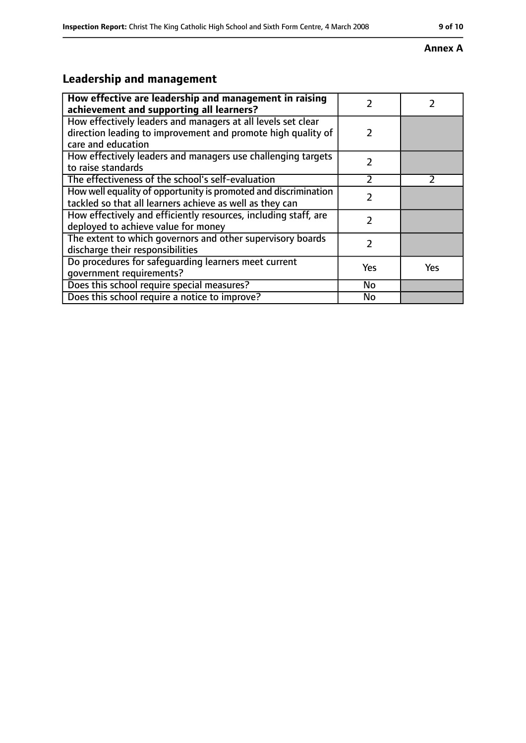**Annex A**

## Leadership and management

| **How effective are leadership and management in raising achievement and supporting all learners?** | 2 | 2 |
|---|---|---|
| How effectively leaders and managers at all levels set clear direction leading to improvement and promote high quality of care and education | 2 | |
| How effectively leaders and managers use challenging targets to raise standards | 2 | |
| The effectiveness of the school's self-evaluation | 2 | 2 |
| How well equality of opportunity is promoted and discrimination tackled so that all learners achieve as well as they can | 2 | |
| How effectively and efficiently resources, including staff, are deployed to achieve value for money | 2 | |
| The extent to which governors and other supervisory boards discharge their responsibilities | 2 | |
| Do procedures for safeguarding learners meet current government requirements? | Yes | Yes |
| Does this school require special measures? | No | |
| Does this school require a notice to improve? | No | |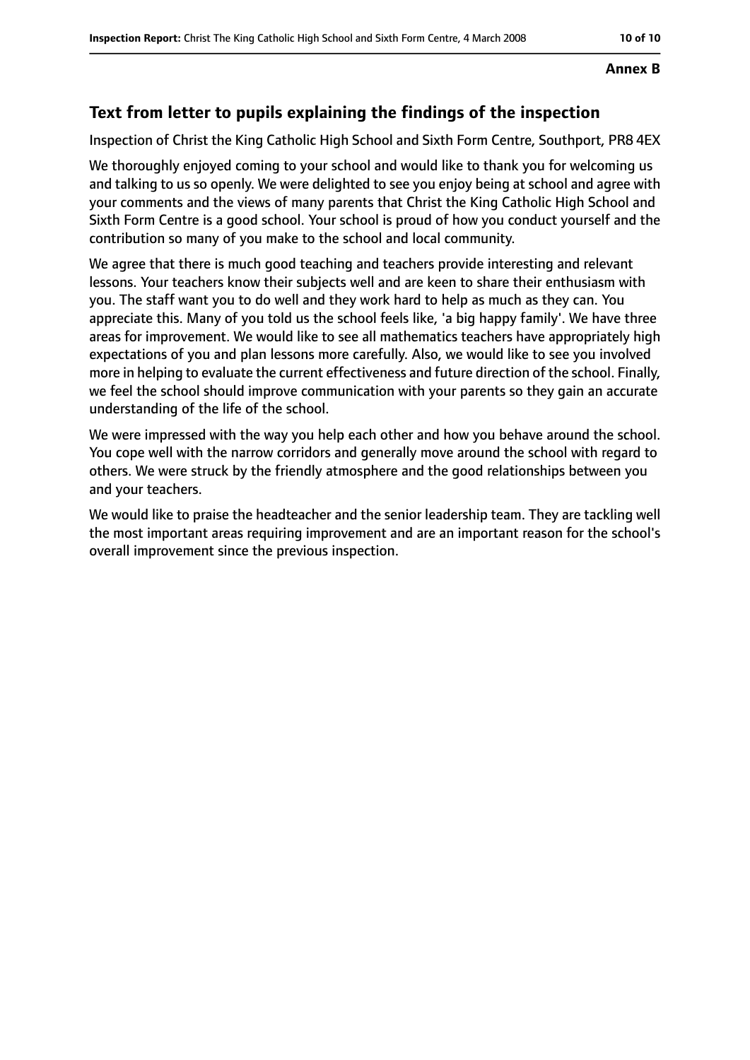**Annex B**

## Text from letter to pupils explaining the findings of the inspection

Inspection of Christ the King Catholic High School and Sixth Form Centre, Southport, PR8 4EX

We thoroughly enjoyed coming to your school and would like to thank you for welcoming us and talking to us so openly. We were delighted to see you enjoy being at school and agree with your comments and the views of many parents that Christ the King Catholic High School and Sixth Form Centre is a good school. Your school is proud of how you conduct yourself and the contribution so many of you make to the school and local community.

We agree that there is much good teaching and teachers provide interesting and relevant lessons. Your teachers know their subjects well and are keen to share their enthusiasm with you. The staff want you to do well and they work hard to help as much as they can. You appreciate this. Many of you told us the school feels like, 'a big happy family'. We have three areas for improvement. We would like to see all mathematics teachers have appropriately high expectations of you and plan lessons more carefully. Also, we would like to see you involved more in helping to evaluate the current effectiveness and future direction of the school. Finally, we feel the school should improve communication with your parents so they gain an accurate understanding of the life of the school.

We were impressed with the way you help each other and how you behave around the school. You cope well with the narrow corridors and generally move around the school with regard to others. We were struck by the friendly atmosphere and the good relationships between you and your teachers.

We would like to praise the headteacher and the senior leadership team. They are tackling well the most important areas requiring improvement and are an important reason for the school's overall improvement since the previous inspection.